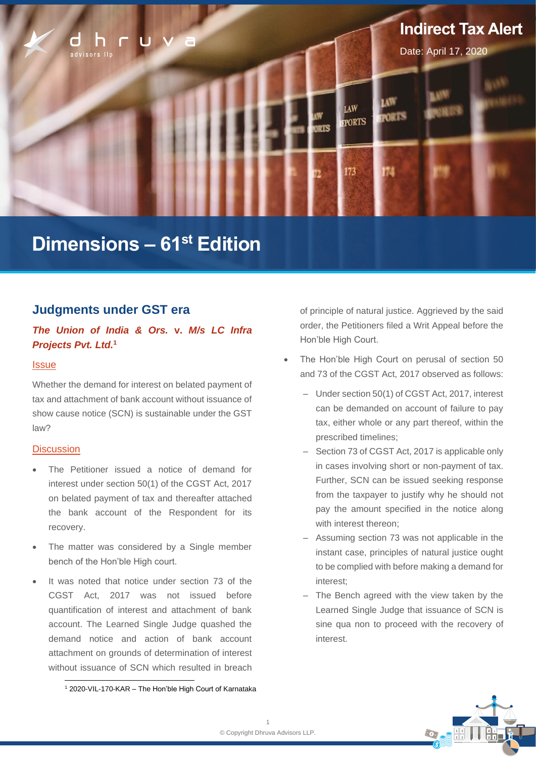Indirect Tax Alert

Date: April 17, 2020

# Dimensions – 61st Edition

## Judgments under GST era

### *The Union of India & Ors.* v. *M/s LC Infra Projects Pvt. Ltd.*[1]

#### Issue

Whether the demand for interest on belated payment of tax and attachment of bank account without issuance of show cause notice (SCN) is sustainable under the GST law?

#### Discussion

- The Petitioner issued a notice of demand for interest under section 50(1) of the CGST Act, 2017 on belated payment of tax and thereafter attached the bank account of the Respondent for its recovery.
- The matter was considered by a Single member bench of the Hon'ble High court.
- It was noted that notice under section 73 of the CGST Act, 2017 was not issued before quantification of interest and attachment of bank account. The Learned Single Judge quashed the demand notice and action of bank account attachment on grounds of determination of interest without issuance of SCN which resulted in breach of principle of natural justice. Aggrieved by the said order, the Petitioners filed a Writ Appeal before the Hon'ble High Court.
- The Hon'ble High Court on perusal of section 50 and 73 of the CGST Act, 2017 observed as follows:
  - Under section 50(1) of CGST Act, 2017, interest can be demanded on account of failure to pay tax, either whole or any part thereof, within the prescribed timelines;
  - Section 73 of CGST Act, 2017 is applicable only in cases involving short or non-payment of tax. Further, SCN can be issued seeking response from the taxpayer to justify why he should not pay the amount specified in the notice along with interest thereon;
  - Assuming section 73 was not applicable in the instant case, principles of natural justice ought to be complied with before making a demand for interest;
  - The Bench agreed with the view taken by the Learned Single Judge that issuance of SCN is sine qua non to proceed with the recovery of interest.

[1] 2020-VIL-170-KAR – The Hon'ble High Court of Karnataka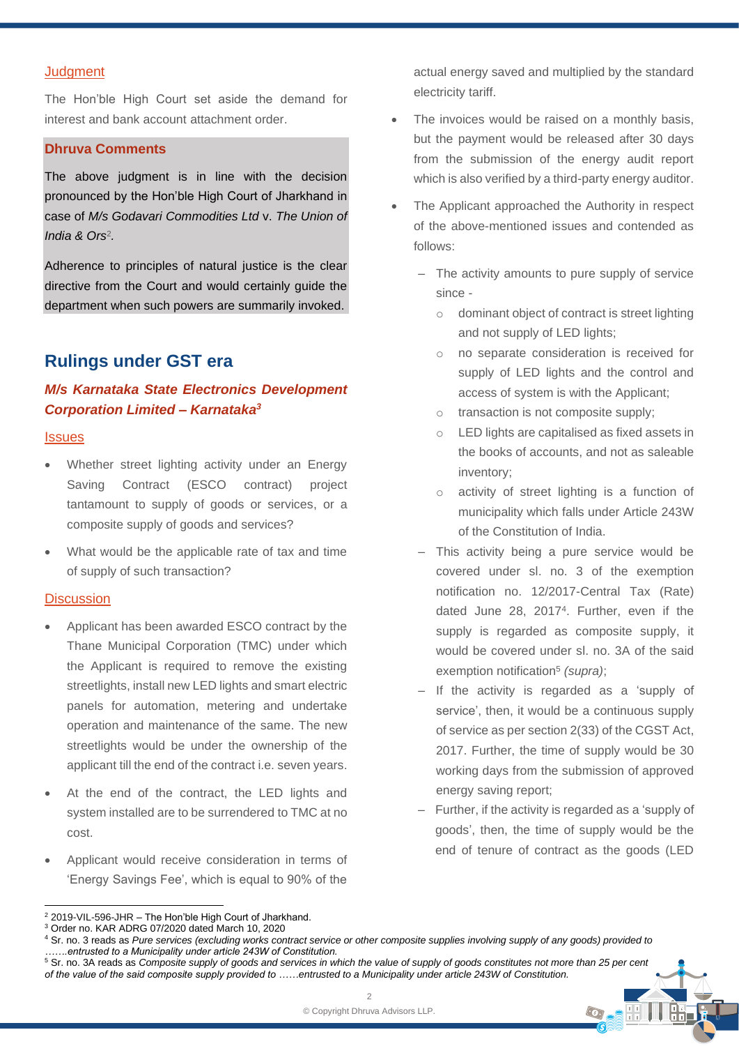Judgment

The Hon'ble High Court set aside the demand for interest and bank account attachment order.

**Dhruva Comments**

The above judgment is in line with the decision pronounced by the Hon'ble High Court of Jharkhand in case of *M/s Godavari Commodities Ltd* v. *The Union of India & Ors*[2].

Adherence to principles of natural justice is the clear directive from the Court and would certainly guide the department when such powers are summarily invoked.

## Rulings under GST era

### *M/s Karnataka State Electronics Development Corporation Limited – Karnataka*[3]

Issues

- Whether street lighting activity under an Energy Saving Contract (ESCO contract) project tantamount to supply of goods or services, or a composite supply of goods and services?
- What would be the applicable rate of tax and time of supply of such transaction?

Discussion

- Applicant has been awarded ESCO contract by the Thane Municipal Corporation (TMC) under which the Applicant is required to remove the existing streetlights, install new LED lights and smart electric panels for automation, metering and undertake operation and maintenance of the same. The new streetlights would be under the ownership of the applicant till the end of the contract i.e. seven years.
- At the end of the contract, the LED lights and system installed are to be surrendered to TMC at no cost.
- Applicant would receive consideration in terms of 'Energy Savings Fee', which is equal to 90% of the actual energy saved and multiplied by the standard electricity tariff.
- The invoices would be raised on a monthly basis, but the payment would be released after 30 days from the submission of the energy audit report which is also verified by a third-party energy auditor.
- The Applicant approached the Authority in respect of the above-mentioned issues and contended as follows:
  - The activity amounts to pure supply of service since -
    - dominant object of contract is street lighting and not supply of LED lights;
    - no separate consideration is received for supply of LED lights and the control and access of system is with the Applicant;
    - transaction is not composite supply;
    - LED lights are capitalised as fixed assets in the books of accounts, and not as saleable inventory;
    - activity of street lighting is a function of municipality which falls under Article 243W of the Constitution of India.
  - This activity being a pure service would be covered under sl. no. 3 of the exemption notification no. 12/2017-Central Tax (Rate) dated June 28, 2017[4]. Further, even if the supply is regarded as composite supply, it would be covered under sl. no. 3A of the said exemption notification[5] *(supra)*;
  - If the activity is regarded as a 'supply of service', then, it would be a continuous supply of service as per section 2(33) of the CGST Act, 2017. Further, the time of supply would be 30 working days from the submission of approved energy saving report;
  - Further, if the activity is regarded as a 'supply of goods', then, the time of supply would be the end of tenure of contract as the goods (LED

---

[2] 2019-VIL-596-JHR – The Hon'ble High Court of Jharkhand.
[3] Order no. KAR ADRG 07/2020 dated March 10, 2020
[4] Sr. no. 3 reads as *Pure services (excluding works contract service or other composite supplies involving supply of any goods) provided to …….entrusted to a Municipality under article 243W of Constitution.*
[5] Sr. no. 3A reads as *Composite supply of goods and services in which the value of supply of goods constitutes not more than 25 per cent of the value of the said composite supply provided to ……entrusted to a Municipality under article 243W of Constitution.*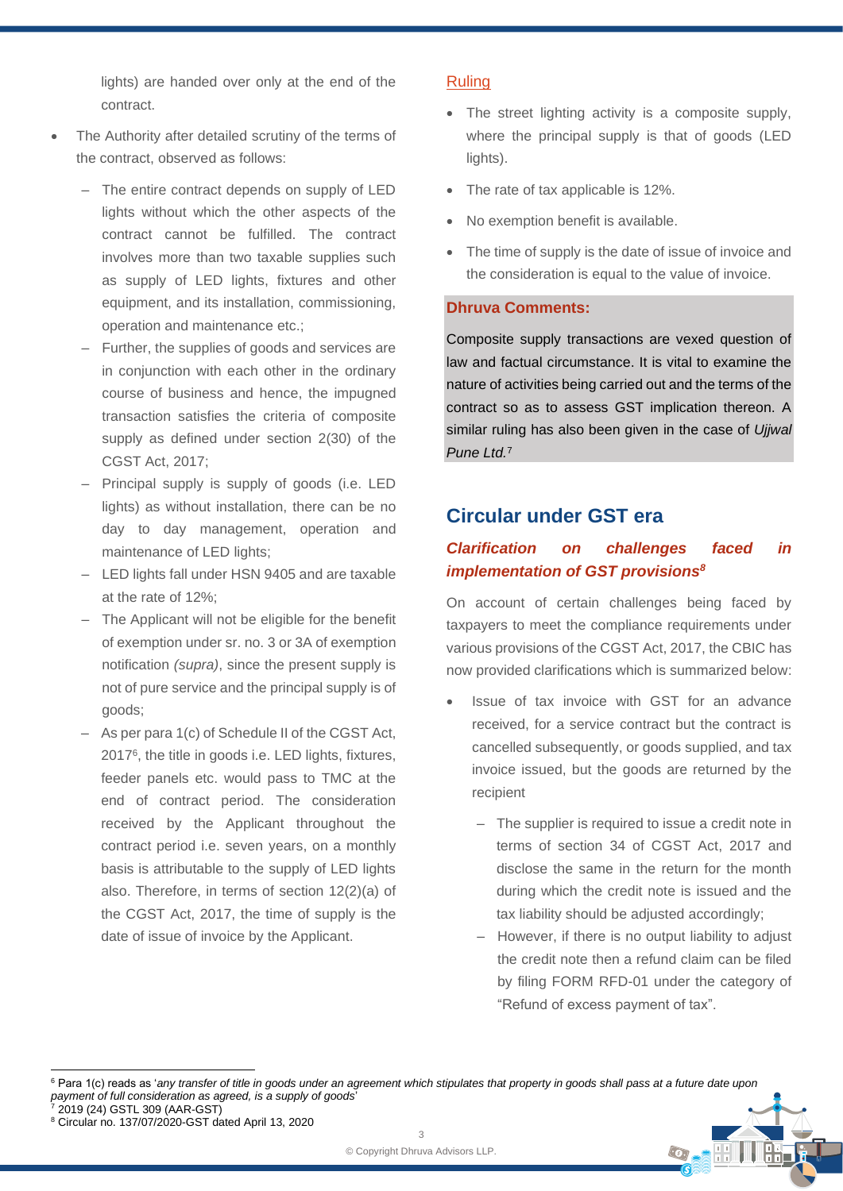lights) are handed over only at the end of the contract.

- The Authority after detailed scrutiny of the terms of the contract, observed as follows:
  - The entire contract depends on supply of LED lights without which the other aspects of the contract cannot be fulfilled. The contract involves more than two taxable supplies such as supply of LED lights, fixtures and other equipment, and its installation, commissioning, operation and maintenance etc.;
  - Further, the supplies of goods and services are in conjunction with each other in the ordinary course of business and hence, the impugned transaction satisfies the criteria of composite supply as defined under section 2(30) of the CGST Act, 2017;
  - Principal supply is supply of goods (i.e. LED lights) as without installation, there can be no day to day management, operation and maintenance of LED lights;
  - LED lights fall under HSN 9405 and are taxable at the rate of 12%;
  - The Applicant will not be eligible for the benefit of exemption under sr. no. 3 or 3A of exemption notification *(supra)*, since the present supply is not of pure service and the principal supply is of goods;
  - As per para 1(c) of Schedule II of the CGST Act, 2017[6], the title in goods i.e. LED lights, fixtures, feeder panels etc. would pass to TMC at the end of contract period. The consideration received by the Applicant throughout the contract period i.e. seven years, on a monthly basis is attributable to the supply of LED lights also. Therefore, in terms of section 12(2)(a) of the CGST Act, 2017, the time of supply is the date of issue of invoice by the Applicant.

Ruling

- The street lighting activity is a composite supply, where the principal supply is that of goods (LED lights).
- The rate of tax applicable is 12%.
- No exemption benefit is available.
- The time of supply is the date of issue of invoice and the consideration is equal to the value of invoice.

**Dhruva Comments:**

Composite supply transactions are vexed question of law and factual circumstance. It is vital to examine the nature of activities being carried out and the terms of the contract so as to assess GST implication thereon. A similar ruling has also been given in the case of *Ujjwal Pune Ltd.*[7]

## Circular under GST era

### *Clarification on challenges faced in implementation of GST provisions*[8]

On account of certain challenges being faced by taxpayers to meet the compliance requirements under various provisions of the CGST Act, 2017, the CBIC has now provided clarifications which is summarized below:

- Issue of tax invoice with GST for an advance received, for a service contract but the contract is cancelled subsequently, or goods supplied, and tax invoice issued, but the goods are returned by the recipient
  - The supplier is required to issue a credit note in terms of section 34 of CGST Act, 2017 and disclose the same in the return for the month during which the credit note is issued and the tax liability should be adjusted accordingly;
  - However, if there is no output liability to adjust the credit note then a refund claim can be filed by filing FORM RFD-01 under the category of "Refund of excess payment of tax".

---

[6] Para 1(c) reads as '*any transfer of title in goods under an agreement which stipulates that property in goods shall pass at a future date upon payment of full consideration as agreed, is a supply of goods*'

[7] 2019 (24) GSTL 309 (AAR-GST)

[8] Circular no. 137/07/2020-GST dated April 13, 2020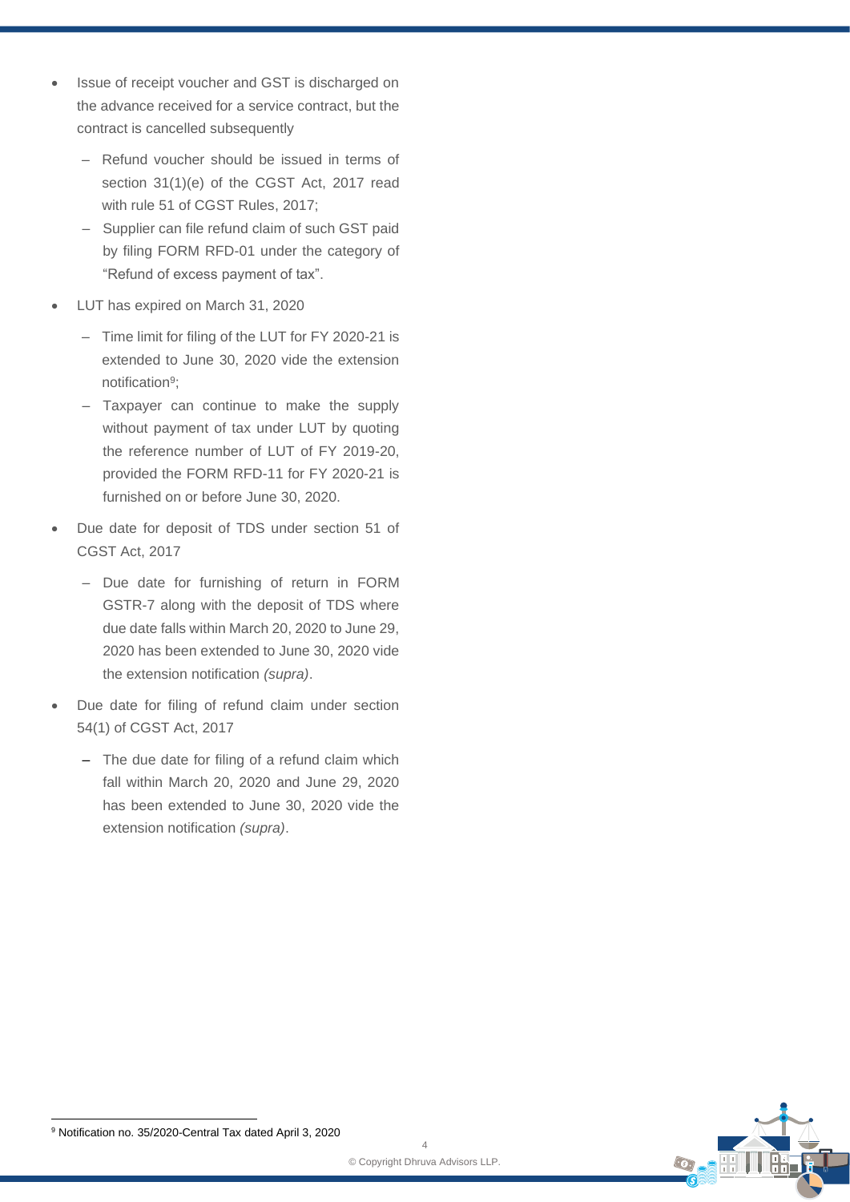- Issue of receipt voucher and GST is discharged on the advance received for a service contract, but the contract is cancelled subsequently
  - Refund voucher should be issued in terms of section 31(1)(e) of the CGST Act, 2017 read with rule 51 of CGST Rules, 2017;
  - Supplier can file refund claim of such GST paid by filing FORM RFD-01 under the category of "Refund of excess payment of tax".
- LUT has expired on March 31, 2020
  - Time limit for filing of the LUT for FY 2020-21 is extended to June 30, 2020 vide the extension notification[9];
  - Taxpayer can continue to make the supply without payment of tax under LUT by quoting the reference number of LUT of FY 2019-20, provided the FORM RFD-11 for FY 2020-21 is furnished on or before June 30, 2020.
- Due date for deposit of TDS under section 51 of CGST Act, 2017
  - Due date for furnishing of return in FORM GSTR-7 along with the deposit of TDS where due date falls within March 20, 2020 to June 29, 2020 has been extended to June 30, 2020 vide the extension notification *(supra)*.
- Due date for filing of refund claim under section 54(1) of CGST Act, 2017
  - The due date for filing of a refund claim which fall within March 20, 2020 and June 29, 2020 has been extended to June 30, 2020 vide the extension notification *(supra)*.

[9] Notification no. 35/2020-Central Tax dated April 3, 2020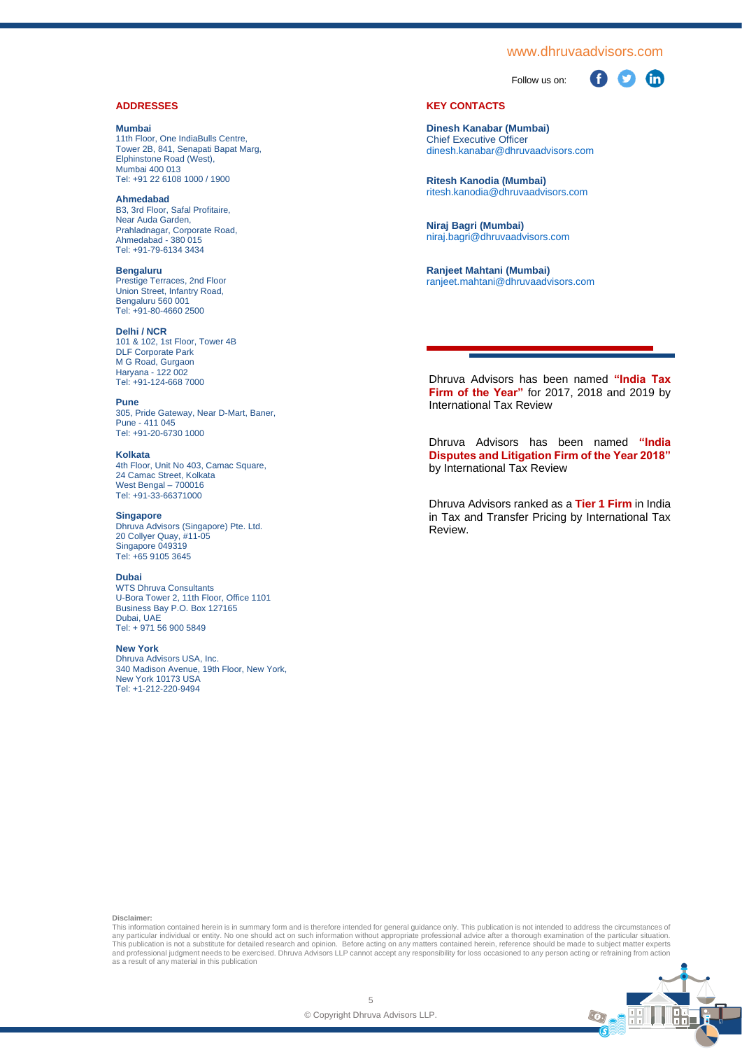www.dhruvaadvisors.com

Follow us on:

## ADDRESSES

**Mumbai**
11th Floor, One IndiaBulls Centre,
Tower 2B, 841, Senapati Bapat Marg,
Elphinstone Road (West),
Mumbai 400 013
Tel: +91 22 6108 1000 / 1900

**Ahmedabad**
B3, 3rd Floor, Safal Profitaire,
Near Auda Garden,
Prahladnagar, Corporate Road,
Ahmedabad - 380 015
Tel: +91-79-6134 3434

**Bengaluru**
Prestige Terraces, 2nd Floor
Union Street, Infantry Road,
Bengaluru 560 001
Tel: +91-80-4660 2500

**Delhi / NCR**
101 & 102, 1st Floor, Tower 4B
DLF Corporate Park
M G Road, Gurgaon
Haryana - 122 002
Tel: +91-124-668 7000

**Pune**
305, Pride Gateway, Near D-Mart, Baner,
Pune - 411 045
Tel: +91-20-6730 1000

**Kolkata**
4th Floor, Unit No 403, Camac Square,
24 Camac Street, Kolkata
West Bengal – 700016
Tel: +91-33-66371000

**Singapore**
Dhruva Advisors (Singapore) Pte. Ltd.
20 Collyer Quay, #11-05
Singapore 049319
Tel: +65 9105 3645

**Dubai**
WTS Dhruva Consultants
U-Bora Tower 2, 11th Floor, Office 1101
Business Bay P.O. Box 127165
Dubai, UAE
Tel: + 971 56 900 5849

**New York**
Dhruva Advisors USA, Inc.
340 Madison Avenue, 19th Floor, New York,
New York 10173 USA
Tel: +1-212-220-9494

## KEY CONTACTS

**Dinesh Kanabar (Mumbai)**
Chief Executive Officer
dinesh.kanabar@dhruvaadvisors.com

**Ritesh Kanodia (Mumbai)**
ritesh.kanodia@dhruvaadvisors.com

**Niraj Bagri (Mumbai)**
niraj.bagri@dhruvaadvisors.com

**Ranjeet Mahtani (Mumbai)**
ranjeet.mahtani@dhruvaadvisors.com

Dhruva Advisors has been named **"India Tax Firm of the Year"** for 2017, 2018 and 2019 by International Tax Review

Dhruva Advisors has been named **"India Disputes and Litigation Firm of the Year 2018"** by International Tax Review

Dhruva Advisors ranked as a **Tier 1 Firm** in India in Tax and Transfer Pricing by International Tax Review.

**Disclaimer:**
This information contained herein is in summary form and is therefore intended for general guidance only. This publication is not intended to address the circumstances of any particular individual or entity. No one should act on such information without appropriate professional advice after a thorough examination of the particular situation. This publication is not a substitute for detailed research and opinion. Before acting on any matters contained herein, reference should be made to subject matter experts and professional judgment needs to be exercised. Dhruva Advisors LLP cannot accept any responsibility for loss occasioned to any person acting or refraining from action as a result of any material in this publication

© Copyright Dhruva Advisors LLP.